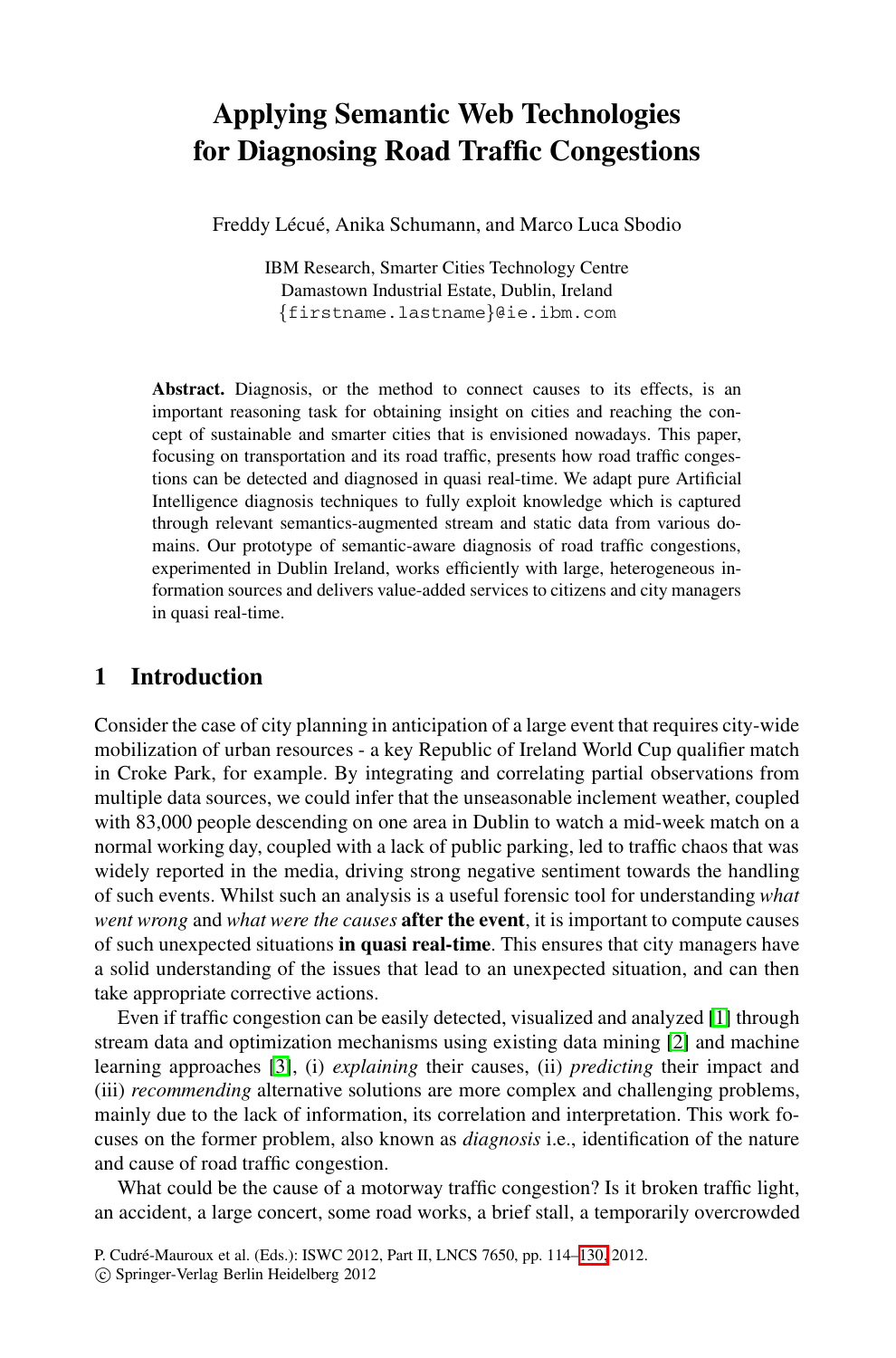# Applying Semantic Web Technologies for Diagnosing Road Traffic Congestions

Freddy Lécué, Anika Schumann, and Marco Luca Sbodio

IBM Research, Smarter Cities Technology Centre
Damastown Industrial Estate, Dublin, Ireland
{firstname.lastname}@ie.ibm.com

**Abstract.** Diagnosis, or the method to connect causes to its effects, is an important reasoning task for obtaining insight on cities and reaching the concept of sustainable and smarter cities that is envisioned nowadays. This paper, focusing on transportation and its road traffic, presents how road traffic congestions can be detected and diagnosed in quasi real-time. We adapt pure Artificial Intelligence diagnosis techniques to fully exploit knowledge which is captured through relevant semantics-augmented stream and static data from various domains. Our prototype of semantic-aware diagnosis of road traffic congestions, experimented in Dublin Ireland, works efficiently with large, heterogeneous information sources and delivers value-added services to citizens and city managers in quasi real-time.

## 1 Introduction

Consider the case of city planning in anticipation of a large event that requires city-wide mobilization of urban resources - a key Republic of Ireland World Cup qualifier match in Croke Park, for example. By integrating and correlating partial observations from multiple data sources, we could infer that the unseasonable inclement weather, coupled with 83,000 people descending on one area in Dublin to watch a mid-week match on a normal working day, coupled with a lack of public parking, led to traffic chaos that was widely reported in the media, driving strong negative sentiment towards the handling of such events. Whilst such an analysis is a useful forensic tool for understanding *what went wrong* and *what were the causes* **after the event**, it is important to compute causes of such unexpected situations **in quasi real-time**. This ensures that city managers have a solid understanding of the issues that lead to an unexpected situation, and can then take appropriate corrective actions.

Even if traffic congestion can be easily detected, visualized and analyzed [1] through stream data and optimization mechanisms using existing data mining [2] and machine learning approaches [3], (i) *explaining* their causes, (ii) *predicting* their impact and (iii) *recommending* alternative solutions are more complex and challenging problems, mainly due to the lack of information, its correlation and interpretation. This work focuses on the former problem, also known as *diagnosis* i.e., identification of the nature and cause of road traffic congestion.

What could be the cause of a motorway traffic congestion? Is it broken traffic light, an accident, a large concert, some road works, a brief stall, a temporarily overcrowded

P. Cudré-Mauroux et al. (Eds.): ISWC 2012, Part II, LNCS 7650, pp. 114–130, 2012.
© Springer-Verlag Berlin Heidelberg 2012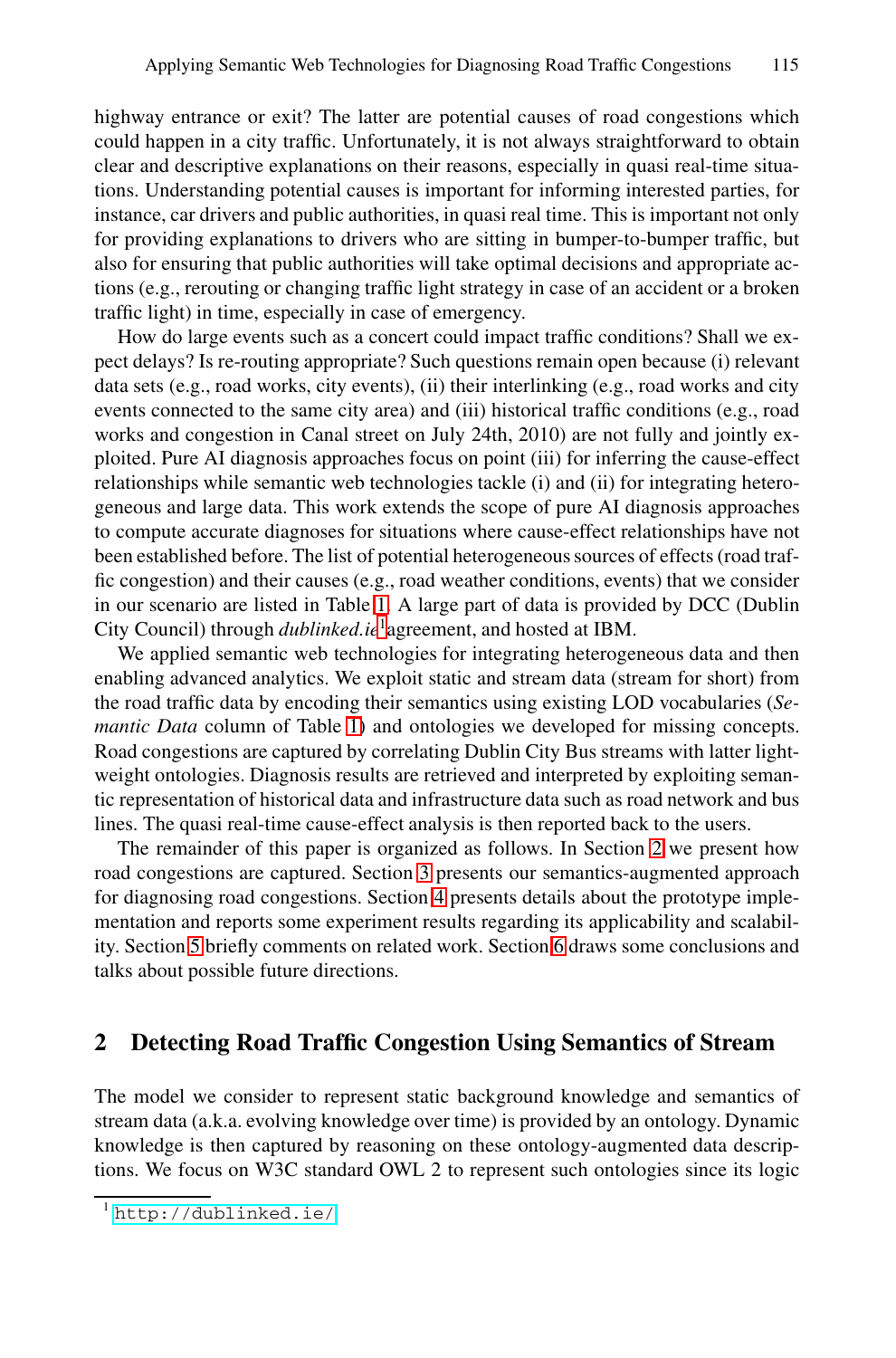highway entrance or exit? The latter are potential causes of road congestions which could happen in a city traffic. Unfortunately, it is not always straightforward to obtain clear and descriptive explanations on their reasons, especially in quasi real-time situations. Understanding potential causes is important for informing interested parties, for instance, car drivers and public authorities, in quasi real time. This is important not only for providing explanations to drivers who are sitting in bumper-to-bumper traffic, but also for ensuring that public authorities will take optimal decisions and appropriate actions (e.g., rerouting or changing traffic light strategy in case of an accident or a broken traffic light) in time, especially in case of emergency.

How do large events such as a concert could impact traffic conditions? Shall we expect delays? Is re-routing appropriate? Such questions remain open because (i) relevant data sets (e.g., road works, city events), (ii) their interlinking (e.g., road works and city events connected to the same city area) and (iii) historical traffic conditions (e.g., road works and congestion in Canal street on July 24th, 2010) are not fully and jointly exploited. Pure AI diagnosis approaches focus on point (iii) for inferring the cause-effect relationships while semantic web technologies tackle (i) and (ii) for integrating heterogeneous and large data. This work extends the scope of pure AI diagnosis approaches to compute accurate diagnoses for situations where cause-effect relationships have not been established before. The list of potential heterogeneous sources of effects (road traffic congestion) and their causes (e.g., road weather conditions, events) that we consider in our scenario are listed in Table 1. A large part of data is provided by DCC (Dublin City Council) through *dublinked.ie*[1] agreement, and hosted at IBM.

We applied semantic web technologies for integrating heterogeneous data and then enabling advanced analytics. We exploit static and stream data (stream for short) from the road traffic data by encoding their semantics using existing LOD vocabularies (*Semantic Data* column of Table 1) and ontologies we developed for missing concepts. Road congestions are captured by correlating Dublin City Bus streams with latter lightweight ontologies. Diagnosis results are retrieved and interpreted by exploiting semantic representation of historical data and infrastructure data such as road network and bus lines. The quasi real-time cause-effect analysis is then reported back to the users.

The remainder of this paper is organized as follows. In Section 2 we present how road congestions are captured. Section 3 presents our semantics-augmented approach for diagnosing road congestions. Section 4 presents details about the prototype implementation and reports some experiment results regarding its applicability and scalability. Section 5 briefly comments on related work. Section 6 draws some conclusions and talks about possible future directions.

## 2 Detecting Road Traffic Congestion Using Semantics of Stream

The model we consider to represent static background knowledge and semantics of stream data (a.k.a. evolving knowledge over time) is provided by an ontology. Dynamic knowledge is then captured by reasoning on these ontology-augmented data descriptions. We focus on W3C standard OWL 2 to represent such ontologies since its logic

---

[1] http://dublinked.ie/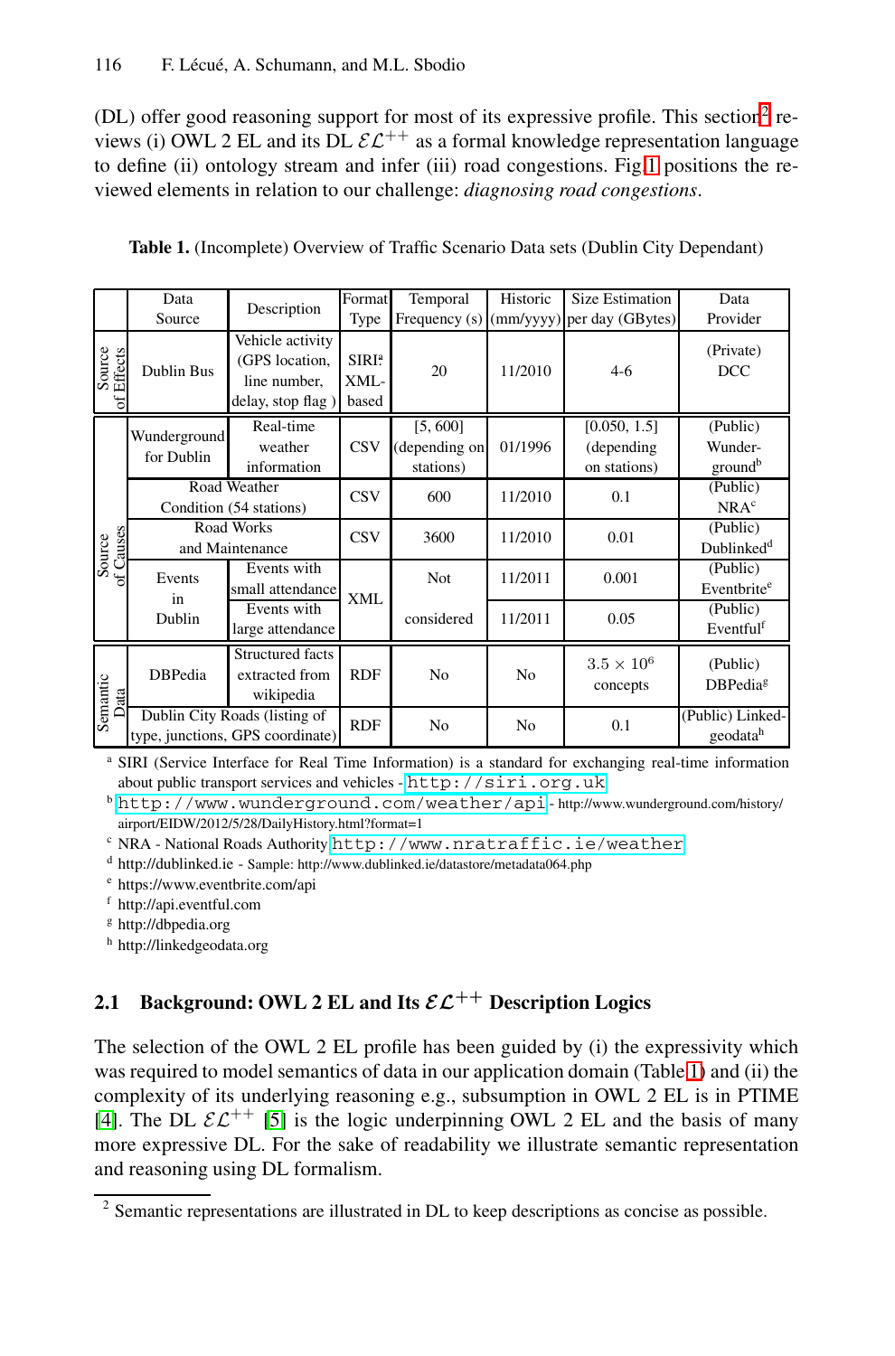(DL) offer good reasoning support for most of its expressive profile. This section[2] reviews (i) OWL 2 EL and its DL $\mathcal{EL}^{++}$ as a formal knowledge representation language to define (ii) ontology stream and infer (iii) road congestions. Fig 1 positions the reviewed elements in relation to our challenge: *diagnosing road congestions*.

**Table 1.** (Incomplete) Overview of Traffic Scenario Data sets (Dublin City Dependant)

| | Data Source | Description | Format Type | Temporal Frequency (s) | Historic (mm/yyyy) | Size Estimation per day (GBytes) | Data Provider |
|---|---|---|---|---|---|---|---|
| Source of Effects | Dublin Bus | Vehicle activity (GPS location, line number, delay, stop flag ) | SIRI[a] XML-based | 20 | 11/2010 | 4-6 | (Private) DCC |
| Source of Causes | Wunderground for Dublin | Real-time weather information | CSV | [5, 600] (depending on stations) | 01/1996 | [0.050, 1.5] (depending on stations) | (Public) Wunderground[b] |
| | Road Weather Condition (54 stations) | | CSV | 600 | 11/2010 | 0.1 | (Public) NRA[c] |
| | Road Works and Maintenance | | CSV | 3600 | 11/2010 | 0.01 | (Public) Dublinked[d] |
| | Events in Dublin | Events with small attendance | XML | Not considered | 11/2011 | 0.001 | (Public) Eventbrite[e] |
| | | Events with large attendance | XML | Not considered | 11/2011 | 0.05 | (Public) Eventful[f] |
| Semantic Data | DBPedia | Structured facts extracted from wikipedia | RDF | No | No | $3.5 \times 10^6$ concepts | (Public) DBPedia[g] |
| | Dublin City Roads (listing of type, junctions, GPS coordinate) | | RDF | No | No | 0.1 | (Public) Linkedgeodata[h] |

[a] SIRI (Service Interface for Real Time Information) is a standard for exchanging real-time information about public transport services and vehicles - http://siri.org.uk

[b] http://www.wunderground.com/weather/api - http://www.wunderground.com/history/airport/EIDW/2012/5/28/DailyHistory.html?format=1

[c] NRA - National Roads Authority http://www.nratraffic.ie/weather

[d] http://dublinked.ie - Sample: http://www.dublinked.ie/datastore/metadata064.php

[e] https://www.eventbrite.com/api

[f] http://api.eventful.com

[g] http://dbpedia.org

[h] http://linkedgeodata.org

### 2.1 Background: OWL 2 EL and Its $\mathcal{EL}^{++}$ Description Logics

The selection of the OWL 2 EL profile has been guided by (i) the expressivity which was required to model semantics of data in our application domain (Table 1) and (ii) the complexity of its underlying reasoning e.g., subsumption in OWL 2 EL is in PTIME [4]. The DL $\mathcal{EL}^{++}$ [5] is the logic underpinning OWL 2 EL and the basis of many more expressive DL. For the sake of readability we illustrate semantic representation and reasoning using DL formalism.

[2] Semantic representations are illustrated in DL to keep descriptions as concise as possible.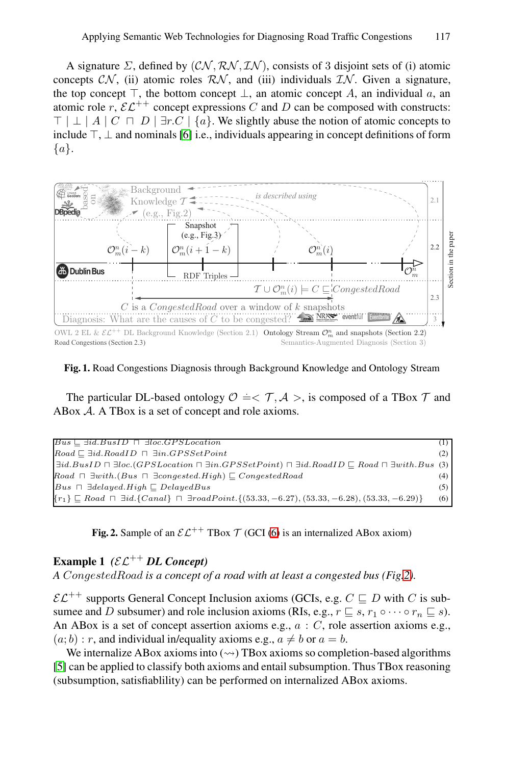A signature $\Sigma$, defined by $(\mathcal{CN}, \mathcal{RN}, \mathcal{IN})$, consists of 3 disjoint sets of (i) atomic concepts $\mathcal{CN}$, (ii) atomic roles $\mathcal{RN}$, and (iii) individuals $\mathcal{IN}$. Given a signature, the top concept $\top$, the bottom concept $\bot$, an atomic concept $A$, an individual $a$, an atomic role $r$, $\mathcal{EL}^{++}$ concept expressions $C$ and $D$ can be composed with constructs: $\top \mid \bot \mid A \mid C \sqcap D \mid \exists r.C \mid \{a\}$. We slightly abuse the notion of atomic concepts to include $\top$, $\bot$ and nominals [6] i.e., individuals appearing in concept definitions of form $\{a\}$.

**Fig. 1.** Road Congestions Diagnosis through Background Knowledge and Ontology Stream

The particular DL-based ontology $\mathcal{O} \doteq < \mathcal{T}, \mathcal{A} >$, is composed of a TBox $\mathcal{T}$ and ABox $\mathcal{A}$. A TBox is a set of concept and role axioms.

| Axiom | |
|---|---|
| $Bus \sqsubseteq \exists id.BusID \sqcap \exists loc.GPSLocation$ | (1) |
| $Road \sqsubseteq \exists id.RoadID \sqcap \exists in.GPSSetPoint$ | (2) |
| $\exists id.BusID \sqcap \exists loc.(GPSLocation \sqcap \exists in.GPSSetPoint) \sqcap \exists id.RoadID \sqsubseteq Road \sqcap \exists with.Bus$ | (3) |
| $Road \sqcap \exists with.(Bus \sqcap \exists congested.High) \sqsubseteq CongestedRoad$ | (4) |
| $Bus \sqcap \exists delayed.High \sqsubseteq DelayedBus$ | (5) |
| $\{r_1\} \sqsubseteq Road \sqcap \exists id.\{Canal\} \sqcap \exists roadPoint.\{(53.33, -6.27), (53.33, -6.28), (53.33, -6.29)\}$ | (6) |

**Fig. 2.** Sample of an $\mathcal{EL}^{++}$ TBox $\mathcal{T}$ (GCI (6) is an internalized ABox axiom)

**Example 1** *($\mathcal{EL}^{++}$ DL Concept)*
*A CongestedRoad is a concept of a road with at least a congested bus (Fig.2).*

$\mathcal{EL}^{++}$ supports General Concept Inclusion axioms (GCIs, e.g. $C \sqsubseteq D$ with $C$ is subsumee and $D$ subsumer) and role inclusion axioms (RIs, e.g., $r \sqsubseteq s$, $r_1 \circ \cdots \circ r_n \sqsubseteq s$). An ABox is a set of concept assertion axioms e.g., $a : C$, role assertion axioms e.g., $(a; b) : r$, and individual in/equality axioms e.g., $a \neq b$ or $a = b$.

We internalize ABox axioms into ($\rightsquigarrow$) TBox axioms so completion-based algorithms [5] can be applied to classify both axioms and entail subsumption. Thus TBox reasoning (subsumption, satisfiablility) can be performed on internalized ABox axioms.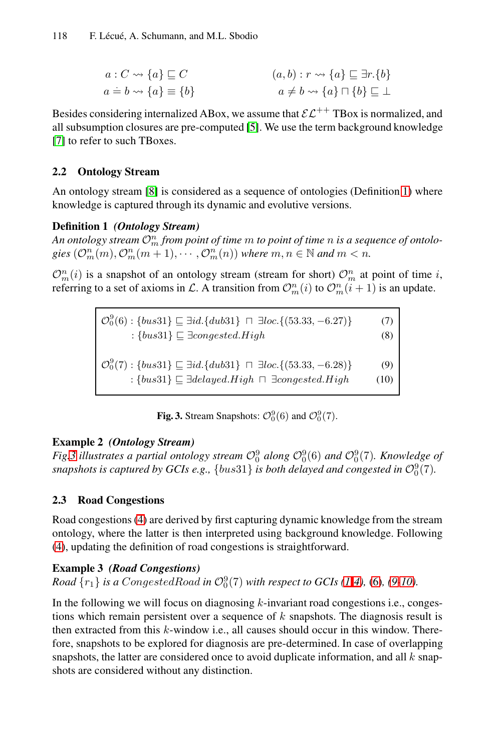$$a : C \rightsquigarrow \{a\} \sqsubseteq C \qquad\qquad (a,b) : r \rightsquigarrow \{a\} \sqsubseteq \exists r.\{b\}$$
$$a \doteq b \rightsquigarrow \{a\} \equiv \{b\} \qquad\qquad a \neq b \rightsquigarrow \{a\} \sqcap \{b\} \sqsubseteq \bot$$

Besides considering internalized ABox, we assume that $\mathcal{EL}^{++}$ TBox is normalized, and all subsumption closures are pre-computed [5]. We use the term background knowledge [7] to refer to such TBoxes.

### 2.2 Ontology Stream

An ontology stream [8] is considered as a sequence of ontologies (Definition 1) where knowledge is captured through its dynamic and evolutive versions.

**Definition 1** ***(Ontology Stream)***
*An ontology stream $\mathcal{O}_m^n$ from point of time $m$ to point of time $n$ is a sequence of ontologies $(\mathcal{O}_m^n(m), \mathcal{O}_m^n(m+1), \cdots, \mathcal{O}_m^n(n))$ where $m, n \in \mathbb{N}$ and $m < n$.*

$\mathcal{O}_m^n(i)$ is a snapshot of an ontology stream (stream for short) $\mathcal{O}_m^n$ at point of time $i$, referring to a set of axioms in $\mathcal{L}$. A transition from $\mathcal{O}_m^n(i)$ to $\mathcal{O}_m^n(i+1)$ is an update.

$$\mathcal{O}_0^9(6) : \{bus31\} \sqsubseteq \exists id.\{dub31\} \sqcap \exists loc.\{(53.33, -6.27)\} \quad (7)$$
$$: \{bus31\} \sqsubseteq \exists congested.High \quad (8)$$

$$\mathcal{O}_0^9(7) : \{bus31\} \sqsubseteq \exists id.\{dub31\} \sqcap \exists loc.\{(53.33, -6.28)\} \quad (9)$$
$$: \{bus31\} \sqsubseteq \exists delayed.High \sqcap \exists congested.High \quad (10)$$

**Fig. 3.** Stream Snapshots: $\mathcal{O}_0^9(6)$ and $\mathcal{O}_0^9(7)$.

**Example 2** ***(Ontology Stream)***
*Fig.3 illustrates a partial ontology stream $\mathcal{O}_0^9$ along $\mathcal{O}_0^9(6)$ and $\mathcal{O}_0^9(7)$. Knowledge of snapshots is captured by GCIs e.g., $\{bus31\}$ is both delayed and congested in $\mathcal{O}_0^9(7)$.*

### 2.3 Road Congestions

Road congestions (4) are derived by first capturing dynamic knowledge from the stream ontology, where the latter is then interpreted using background knowledge. Following (4), updating the definition of road congestions is straightforward.

**Example 3** ***(Road Congestions)***
*Road $\{r_1\}$ is a $CongestedRoad$ in $\mathcal{O}_0^9(7)$ with respect to GCIs (1-4), (6), (9-10).*

In the following we will focus on diagnosing $k$-invariant road congestions i.e., congestions which remain persistent over a sequence of $k$ snapshots. The diagnosis result is then extracted from this $k$-window i.e., all causes should occur in this window. Therefore, snapshots to be explored for diagnosis are pre-determined. In case of overlapping snapshots, the latter are considered once to avoid duplicate information, and all $k$ snapshots are considered without any distinction.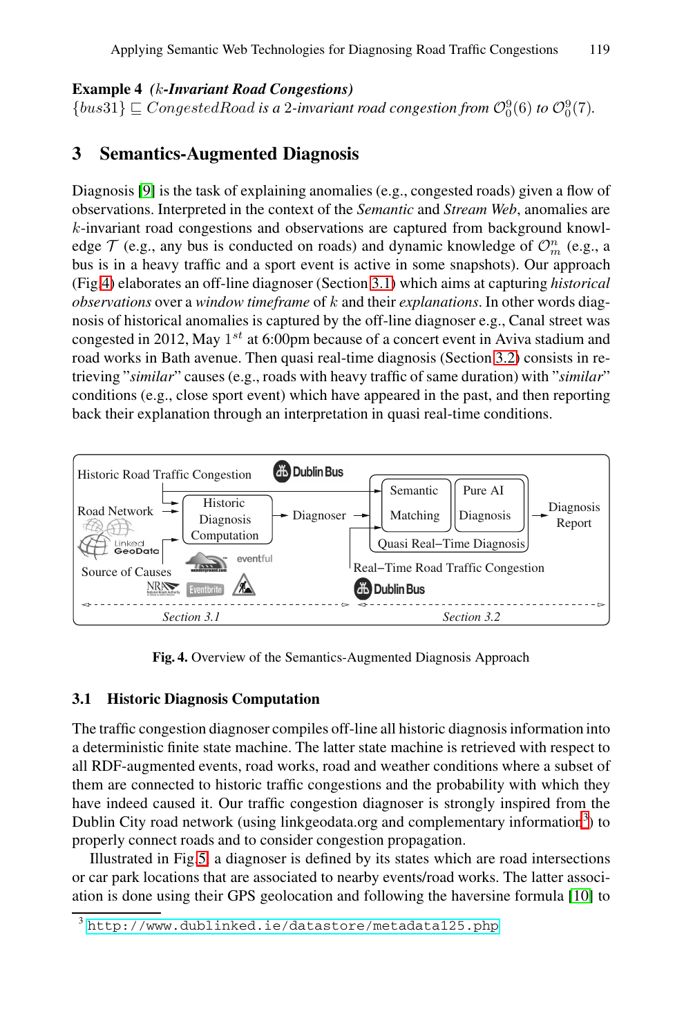**Example 4** *($k$-Invariant Road Congestions)*
$\{bus31\} \sqsubseteq CongestedRoad$ *is a* 2*-invariant road congestion from* $\mathcal{O}_0^9(6)$ *to* $\mathcal{O}_0^9(7)$.

## 3 Semantics-Augmented Diagnosis

Diagnosis [9] is the task of explaining anomalies (e.g., congested roads) given a flow of observations. Interpreted in the context of the *Semantic* and *Stream Web*, anomalies are $k$-invariant road congestions and observations are captured from background knowledge $\mathcal{T}$ (e.g., any bus is conducted on roads) and dynamic knowledge of $\mathcal{O}_m^n$ (e.g., a bus is in a heavy traffic and a sport event is active in some snapshots). Our approach (Fig 4) elaborates an off-line diagnoser (Section 3.1) which aims at capturing *historical observations* over a *window timeframe* of $k$ and their *explanations*. In other words diagnosis of historical anomalies is captured by the off-line diagnoser e.g., Canal street was congested in 2012, May $1^{st}$ at 6:00pm because of a concert event in Aviva stadium and road works in Bath avenue. Then quasi real-time diagnosis (Section 3.2) consists in retrieving "*similar*" causes (e.g., roads with heavy traffic of same duration) with "*similar*" conditions (e.g., close sport event) which have appeared in the past, and then reporting back their explanation through an interpretation in quasi real-time conditions.

**Fig. 4.** Overview of the Semantics-Augmented Diagnosis Approach

### 3.1 Historic Diagnosis Computation

The traffic congestion diagnoser compiles off-line all historic diagnosis information into a deterministic finite state machine. The latter state machine is retrieved with respect to all RDF-augmented events, road works, road and weather conditions where a subset of them are connected to historic traffic congestions and the probability with which they have indeed caused it. Our traffic congestion diagnoser is strongly inspired from the Dublin City road network (using linkgeodata.org and complementary information[3]) to properly connect roads and to consider congestion propagation.

Illustrated in Fig.5, a diagnoser is defined by its states which are road intersections or car park locations that are associated to nearby events/road works. The latter association is done using their GPS geolocation and following the haversine formula [10] to

[3] http://www.dublinked.ie/datastore/metadata125.php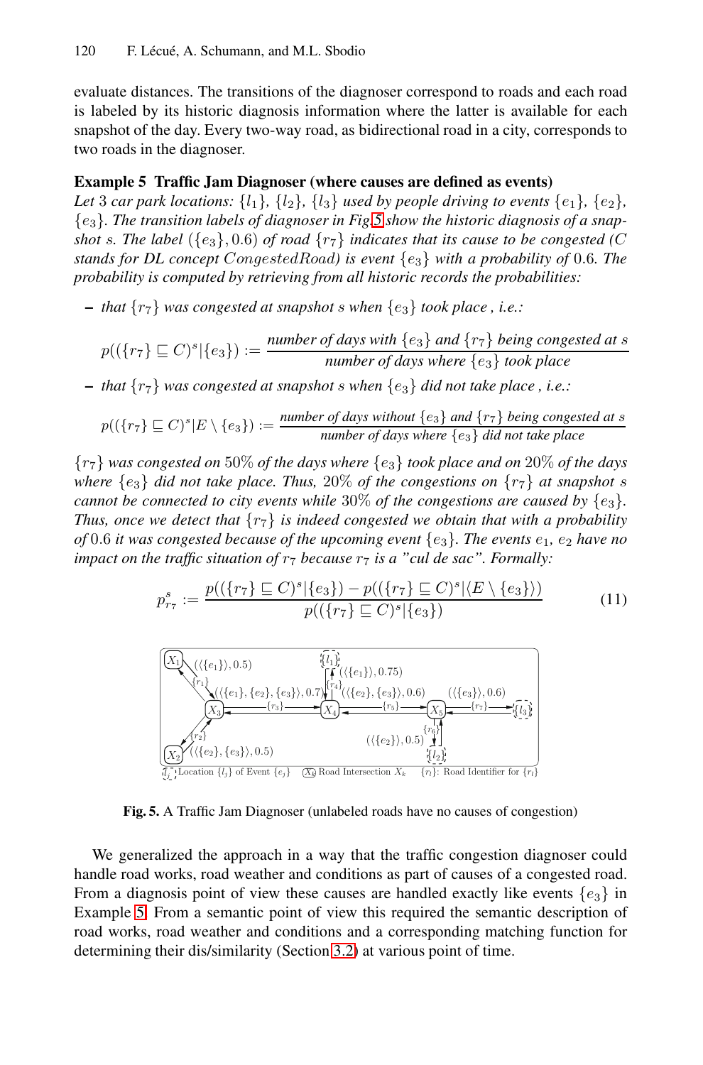evaluate distances. The transitions of the diagnoser correspond to roads and each road is labeled by its historic diagnosis information where the latter is available for each snapshot of the day. Every two-way road, as bidirectional road in a city, corresponds to two roads in the diagnoser.

**Example 5 Traffic Jam Diagnoser (where causes are defined as events)**
*Let 3 car park locations: $\{l_1\}$, $\{l_2\}$, $\{l_3\}$ used by people driving to events $\{e_1\}$, $\{e_2\}$, $\{e_3\}$. The transition labels of diagnoser in Fig.5 show the historic diagnosis of a snapshot $s$. The label $(\{e_3\}, 0.6)$ of road $\{r_7\}$ indicates that its cause to be congested ($C$ stands for DL concept $CongestedRoad$) is event $\{e_3\}$ with a probability of 0.6. The probability is computed by retrieving from all historic records the probabilities:*

- *that $\{r_7\}$ was congested at snapshot $s$ when $\{e_3\}$ took place , i.e.:*

$$p((\{r_7\} \sqsubseteq C)^s | \{e_3\}) := \frac{\text{number of days with } \{e_3\} \text{ and } \{r_7\} \text{ being congested at } s}{\text{number of days where } \{e_3\} \text{ took place}}$$

- *that $\{r_7\}$ was congested at snapshot $s$ when $\{e_3\}$ did not take place , i.e.:*

$$p((\{r_7\} \sqsubseteq C)^s | E \setminus \{e_3\}) := \frac{\text{number of days without } \{e_3\} \text{ and } \{r_7\} \text{ being congested at } s}{\text{number of days where } \{e_3\} \text{ did not take place}}$$

*$\{r_7\}$ was congested on 50% of the days where $\{e_3\}$ took place and on 20% of the days where $\{e_3\}$ did not take place. Thus, 20% of the congestions on $\{r_7\}$ at snapshot $s$ cannot be connected to city events while 30% of the congestions are caused by $\{e_3\}$. Thus, once we detect that $\{r_7\}$ is indeed congested we obtain that with a probability of 0.6 it was congested because of the upcoming event $\{e_3\}$. The events $e_1$, $e_2$ have no impact on the traffic situation of $r_7$ because $r_7$ is a "cul de sac". Formally:*

$$p^s_{r_7} := \frac{p((\{r_7\} \sqsubseteq C)^s | \{e_3\}) - p((\{r_7\} \sqsubseteq C)^s | \langle E \setminus \{e_3\} \rangle)}{p((\{r_7\} \sqsubseteq C)^s | \{e_3\})} \tag{11}$$

**Fig. 5.** A Traffic Jam Diagnoser (unlabeled roads have no causes of congestion)

We generalized the approach in a way that the traffic congestion diagnoser could handle road works, road weather and conditions as part of causes of a congested road. From a diagnosis point of view these causes are handled exactly like events $\{e_3\}$ in Example 5. From a semantic point of view this required the semantic description of road works, road weather and conditions and a corresponding matching function for determining their dis/similarity (Section 3.2) at various point of time.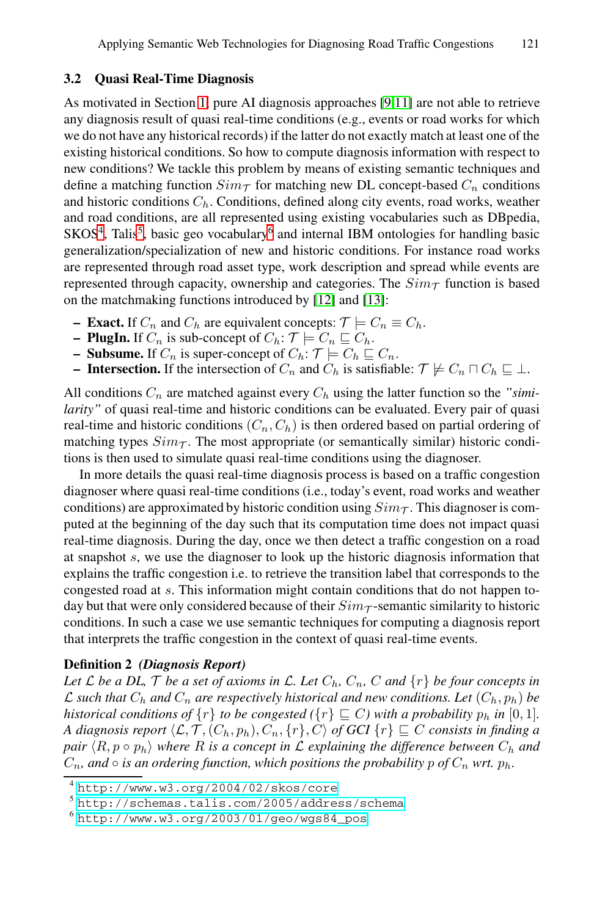### 3.2 Quasi Real-Time Diagnosis

As motivated in Section 1, pure AI diagnosis approaches [9,11] are not able to retrieve any diagnosis result of quasi real-time conditions (e.g., events or road works for which we do not have any historical records) if the latter do not exactly match at least one of the existing historical conditions. So how to compute diagnosis information with respect to new conditions? We tackle this problem by means of existing semantic techniques and define a matching function $Sim_{\mathcal{T}}$ for matching new DL concept-based $C_n$ conditions and historic conditions $C_h$. Conditions, defined along city events, road works, weather and road conditions, are all represented using existing vocabularies such as DBpedia, SKOS[4], Talis[5], basic geo vocabulary[6] and internal IBM ontologies for handling basic generalization/specialization of new and historic conditions. For instance road works are represented through road asset type, work description and spread while events are represented through capacity, ownership and categories. The $Sim_{\mathcal{T}}$ function is based on the matchmaking functions introduced by [12] and [13]:

- **Exact.** If $C_n$ and $C_h$ are equivalent concepts: $\mathcal{T} \models C_n \equiv C_h$.
- **PlugIn.** If $C_n$ is sub-concept of $C_h$: $\mathcal{T} \models C_n \sqsubseteq C_h$.
- **Subsume.** If $C_n$ is super-concept of $C_h$: $\mathcal{T} \models C_h \sqsubseteq C_n$.
- **Intersection.** If the intersection of $C_n$ and $C_h$ is satisfiable: $\mathcal{T} \not\models C_n \sqcap C_h \sqsubseteq \bot$.

All conditions $C_n$ are matched against every $C_h$ using the latter function so the *"similarity"* of quasi real-time and historic conditions can be evaluated. Every pair of quasi real-time and historic conditions $(C_n, C_h)$ is then ordered based on partial ordering of matching types $Sim_{\mathcal{T}}$. The most appropriate (or semantically similar) historic conditions is then used to simulate quasi real-time conditions using the diagnoser.

In more details the quasi real-time diagnosis process is based on a traffic congestion diagnoser where quasi real-time conditions (i.e., today's event, road works and weather conditions) are approximated by historic condition using $Sim_{\mathcal{T}}$. This diagnoser is computed at the beginning of the day such that its computation time does not impact quasi real-time diagnosis. During the day, once we then detect a traffic congestion on a road at snapshot $s$, we use the diagnoser to look up the historic diagnosis information that explains the traffic congestion i.e. to retrieve the transition label that corresponds to the congested road at $s$. This information might contain conditions that do not happen today but that were only considered because of their $Sim_{\mathcal{T}}$-semantic similarity to historic conditions. In such a case we use semantic techniques for computing a diagnosis report that interprets the traffic congestion in the context of quasi real-time events.

**Definition 2** ***(Diagnosis Report)***
*Let $\mathcal{L}$ be a DL, $\mathcal{T}$ be a set of axioms in $\mathcal{L}$. Let $C_h$, $C_n$, $C$ and $\{r\}$ be four concepts in $\mathcal{L}$ such that $C_h$ and $C_n$ are respectively historical and new conditions. Let $(C_h, p_h)$ be historical conditions of $\{r\}$ to be congested ($\{r\} \sqsubseteq C$) with a probability $p_h$ in $[0, 1]$. A diagnosis report $\langle \mathcal{L}, \mathcal{T}, (C_h, p_h), C_n, \{r\}, C \rangle$ of GCI $\{r\} \sqsubseteq C$ consists in finding a pair $\langle R, p \circ p_h \rangle$ where $R$ is a concept in $\mathcal{L}$ explaining the difference between $C_h$ and $C_n$, and $\circ$ is an ordering function, which positions the probability $p$ of $C_n$ wrt. $p_h$.*

[4] http://www.w3.org/2004/02/skos/core
[5] http://schemas.talis.com/2005/address/schema
[6] http://www.w3.org/2003/01/geo/wgs84_pos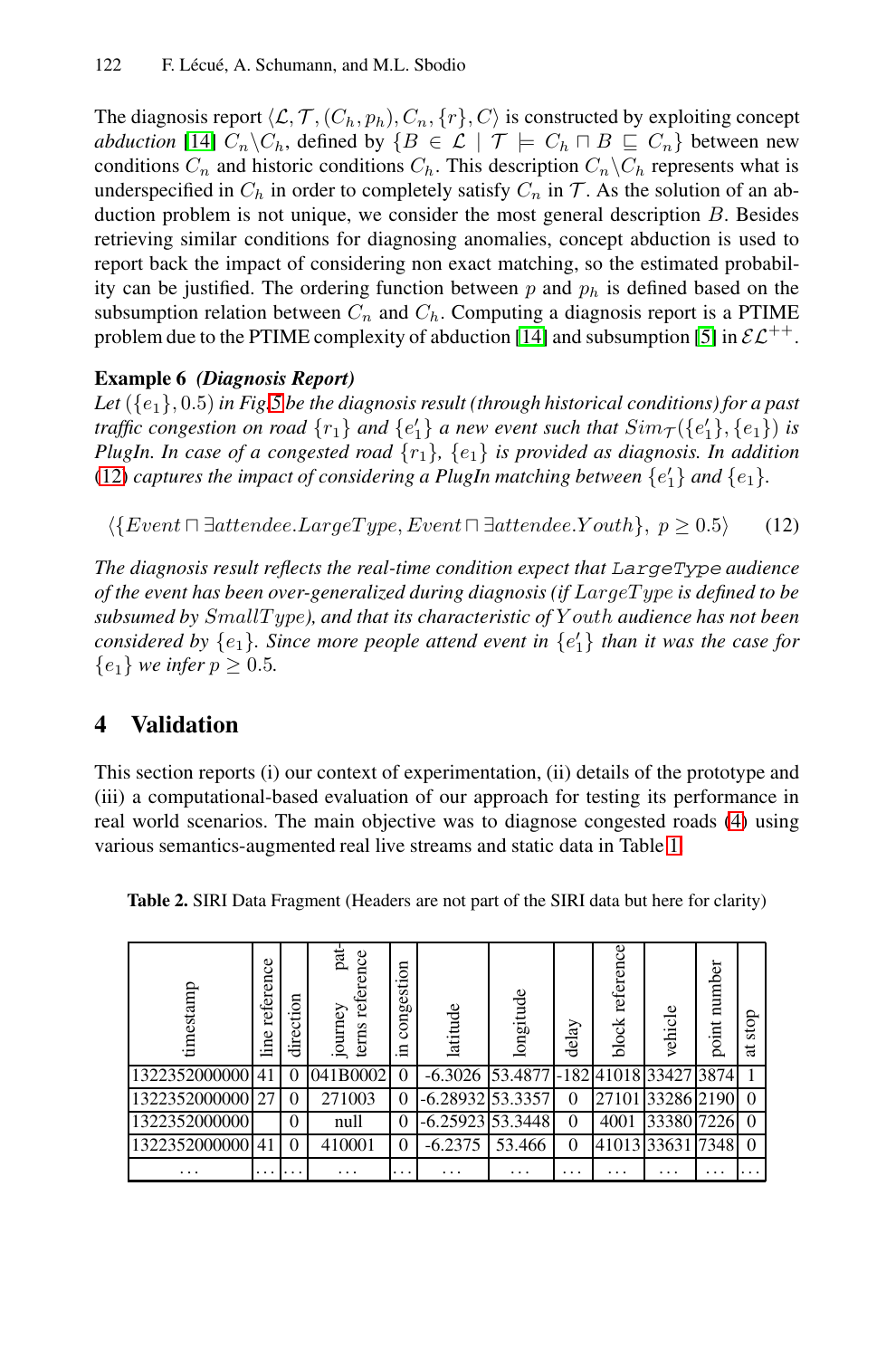The diagnosis report $\langle \mathcal{L}, \mathcal{T}, (C_h, p_h), C_n, \{r\}, C \rangle$ is constructed by exploiting concept *abduction* [14] $C_n \backslash C_h$, defined by $\{B \in \mathcal{L} \mid \mathcal{T} \models C_h \sqcap B \sqsubseteq C_n\}$ between new conditions $C_n$ and historic conditions $C_h$. This description $C_n \backslash C_h$ represents what is underspecified in $C_h$ in order to completely satisfy $C_n$ in $\mathcal{T}$. As the solution of an abduction problem is not unique, we consider the most general description $B$. Besides retrieving similar conditions for diagnosing anomalies, concept abduction is used to report back the impact of considering non exact matching, so the estimated probability can be justified. The ordering function between $p$ and $p_h$ is defined based on the subsumption relation between $C_n$ and $C_h$. Computing a diagnosis report is a PTIME problem due to the PTIME complexity of abduction [14] and subsumption [5] in $\mathcal{EL}^{++}$.

**Example 6** ***(Diagnosis Report)***
*Let $(\{e_1\}, 0.5)$ in Fig.5 be the diagnosis result (through historical conditions) for a past traffic congestion on road $\{r_1\}$ and $\{e_1'\}$ a new event such that $Sim_{\mathcal{T}}(\{e_1'\}, \{e_1\})$ is PlugIn. In case of a congested road $\{r_1\}$, $\{e_1\}$ is provided as diagnosis. In addition (12) captures the impact of considering a PlugIn matching between $\{e_1'\}$ and $\{e_1\}$.*

$$\langle \{Event \sqcap \exists attendee.LargeType, Event \sqcap \exists attendee.Youth\},\ p \geq 0.5 \rangle \tag{12}$$

*The diagnosis result reflects the real-time condition expect that `LargeType` audience of the event has been over-generalized during diagnosis (if $LargeType$ is defined to be subsumed by $SmallType$), and that its characteristic of $Youth$ audience has not been considered by $\{e_1\}$. Since more people attend event in $\{e_1'\}$ than it was the case for $\{e_1\}$ we infer $p \geq 0.5$.*

## 4 Validation

This section reports (i) our context of experimentation, (ii) details of the prototype and (iii) a computational-based evaluation of our approach for testing its performance in real world scenarios. The main objective was to diagnose congested roads (4) using various semantics-augmented real live streams and static data in Table 1.

**Table 2.** SIRI Data Fragment (Headers are not part of the SIRI data but here for clarity)

| timestamp | line reference | direction | journey patterns reference | in congestion | latitude | longitude | delay | block reference | vehicle | point number | at stop |
|---|---|---|---|---|---|---|---|---|---|---|---|
| 1322352000000 | 41 | 0 | 041B0002 | 0 | -6.3026 | 53.4877 | -182 | 41018 | 33427 | 3874 | 1 |
| 1322352000000 | 27 | 0 | 271003 | 0 | -6.28932 | 53.3357 | 0 | 27101 | 33286 | 2190 | 0 |
| 1322352000000 | | 0 | null | 0 | -6.25923 | 53.3448 | 0 | 4001 | 33380 | 7226 | 0 |
| 1322352000000 | 41 | 0 | 410001 | 0 | -6.2375 | 53.466 | 0 | 41013 | 33631 | 7348 | 0 |
| ... | ... | ... | ... | ... | ... | ... | ... | ... | ... | ... | ... |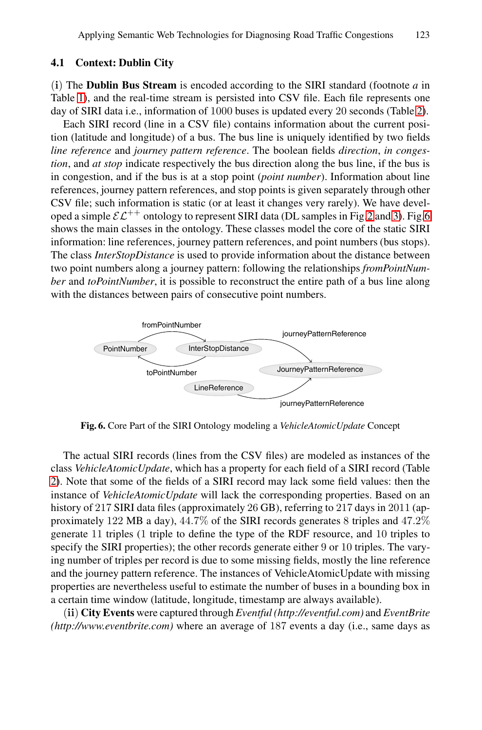### 4.1 Context: Dublin City

(**i**) The **Dublin Bus Stream** is encoded according to the SIRI standard (footnote *a* in Table 1), and the real-time stream is persisted into CSV file. Each file represents one day of SIRI data i.e., information of 1000 buses is updated every 20 seconds (Table 2).

Each SIRI record (line in a CSV file) contains information about the current position (latitude and longitude) of a bus. The bus line is uniquely identified by two fields *line reference* and *journey pattern reference*. The boolean fields *direction*, *in congestion*, and *at stop* indicate respectively the bus direction along the bus line, if the bus is in congestion, and if the bus is at a stop point (*point number*). Information about line references, journey pattern references, and stop points is given separately through other CSV file; such information is static (or at least it changes very rarely). We have developed a simple $\mathcal{EL}^{++}$ ontology to represent SIRI data (DL samples in Fig 2 and 3). Fig 6 shows the main classes in the ontology. These classes model the core of the static SIRI information: line references, journey pattern references, and point numbers (bus stops). The class *InterStopDistance* is used to provide information about the distance between two point numbers along a journey pattern: following the relationships *fromPointNumber* and *toPointNumber*, it is possible to reconstruct the entire path of a bus line along with the distances between pairs of consecutive point numbers.

**Fig. 6.** Core Part of the SIRI Ontology modeling a *VehicleAtomicUpdate* Concept

The actual SIRI records (lines from the CSV files) are modeled as instances of the class *VehicleAtomicUpdate*, which has a property for each field of a SIRI record (Table 2). Note that some of the fields of a SIRI record may lack some field values: then the instance of *VehicleAtomicUpdate* will lack the corresponding properties. Based on an history of 217 SIRI data files (approximately 26 GB), referring to 217 days in 2011 (approximately 122 MB a day), $44.7\%$ of the SIRI records generates 8 triples and $47.2\%$ generate 11 triples (1 triple to define the type of the RDF resource, and 10 triples to specify the SIRI properties); the other records generate either 9 or 10 triples. The varying number of triples per record is due to some missing fields, mostly the line reference and the journey pattern reference. The instances of VehicleAtomicUpdate with missing properties are nevertheless useful to estimate the number of buses in a bounding box in a certain time window (latitude, longitude, timestamp are always available).

(**ii**) **City Events** were captured through *Eventful (http://eventful.com)* and *EventBrite (http://www.eventbrite.com)* where an average of 187 events a day (i.e., same days as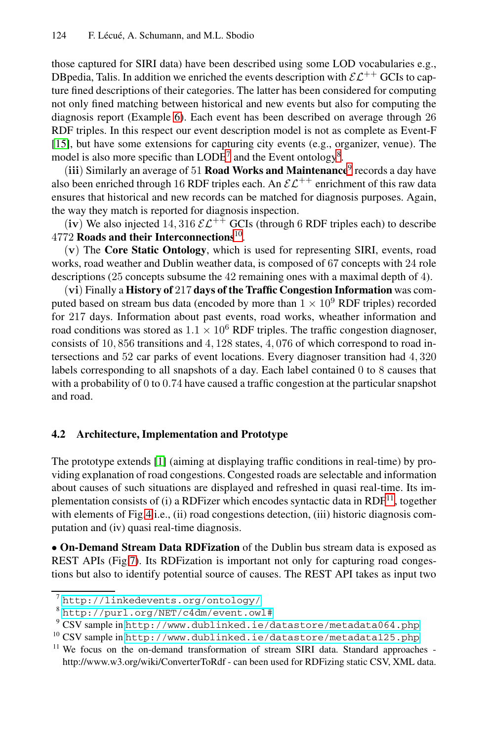those captured for SIRI data) have been described using some LOD vocabularies e.g., DBpedia, Talis. In addition we enriched the events description with $\mathcal{EL}^{++}$ GCIs to capture fined descriptions of their categories. The latter has been considered for computing not only fined matching between historical and new events but also for computing the diagnosis report (Example 6). Each event has been described on average through 26 RDF triples. In this respect our event description model is not as complete as Event-F [15], but have some extensions for capturing city events (e.g., organizer, venue). The model is also more specific than LODE[7] and the Event ontology[8].

(**iii**) Similarly an average of 51 **Road Works and Maintenance**[9] records a day have also been enriched through 16 RDF triples each. An $\mathcal{EL}^{++}$ enrichment of this raw data ensures that historical and new records can be matched for diagnosis purposes. Again, the way they match is reported for diagnosis inspection.

(**iv**) We also injected $14,316$ $\mathcal{EL}^{++}$ GCIs (through 6 RDF triples each) to describe $4772$ **Roads and their Interconnections**[10].

(**v**) The **Core Static Ontology**, which is used for representing SIRI, events, road works, road weather and Dublin weather data, is composed of 67 concepts with 24 role descriptions (25 concepts subsume the 42 remaining ones with a maximal depth of 4).

(**vi**) Finally a **History of** 217 **days of the Traffic Congestion Information** was computed based on stream bus data (encoded by more than $1 \times 10^9$ RDF triples) recorded for 217 days. Information about past events, road works, wheather information and road conditions was stored as $1.1 \times 10^6$ RDF triples. The traffic congestion diagnoser, consists of $10,856$ transitions and $4,128$ states, $4,076$ of which correspond to road intersections and 52 car parks of event locations. Every diagnoser transition had $4,320$ labels corresponding to all snapshots of a day. Each label contained 0 to 8 causes that with a probability of 0 to 0.74 have caused a traffic congestion at the particular snapshot and road.

### 4.2 Architecture, Implementation and Prototype

The prototype extends [1] (aiming at displaying traffic conditions in real-time) by providing explanation of road congestions. Congested roads are selectable and information about causes of such situations are displayed and refreshed in quasi real-time. Its implementation consists of (i) a RDFizer which encodes syntactic data in RDF[11], together with elements of Fig.4 i.e., (ii) road congestions detection, (iii) historic diagnosis computation and (iv) quasi real-time diagnosis.

• **On-Demand Stream Data RDFization** of the Dublin bus stream data is exposed as REST APIs (Fig.7). Its RDFization is important not only for capturing road congestions but also to identify potential source of causes. The REST API takes as input two

---

[7] http://linkedevents.org/ontology/

[8] http://purl.org/NET/c4dm/event.owl#

[9] CSV sample in http://www.dublinked.ie/datastore/metadata064.php

[10] CSV sample in http://www.dublinked.ie/datastore/metadata125.php

[11] We focus on the on-demand transformation of stream SIRI data. Standard approaches - http://www.w3.org/wiki/ConverterToRdf - can been used for RDFizing static CSV, XML data.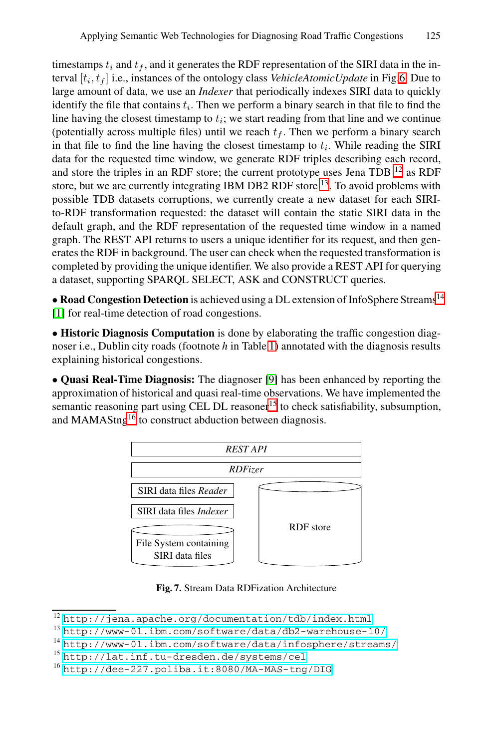timestamps $t_i$ and $t_f$, and it generates the RDF representation of the SIRI data in the interval $[t_i, t_f]$ i.e., instances of the ontology class *VehicleAtomicUpdate* in Fig 6. Due to large amount of data, we use an *Indexer* that periodically indexes SIRI data to quickly identify the file that contains $t_i$. Then we perform a binary search in that file to find the line having the closest timestamp to $t_i$; we start reading from that line and we continue (potentially across multiple files) until we reach $t_f$. Then we perform a binary search in that file to find the line having the closest timestamp to $t_i$. While reading the SIRI data for the requested time window, we generate RDF triples describing each record, and store the triples in an RDF store; the current prototype uses Jena TDB [12] as RDF store, but we are currently integrating IBM DB2 RDF store [13]. To avoid problems with possible TDB datasets corruptions, we currently create a new dataset for each SIRI-to-RDF transformation requested: the dataset will contain the static SIRI data in the default graph, and the RDF representation of the requested time window in a named graph. The REST API returns to users a unique identifier for its request, and then generates the RDF in background. The user can check when the requested transformation is completed by providing the unique identifier. We also provide a REST API for querying a dataset, supporting SPARQL SELECT, ASK and CONSTRUCT queries.

• **Road Congestion Detection** is achieved using a DL extension of InfoSphere Streams[14] [1] for real-time detection of road congestions.

• **Historic Diagnosis Computation** is done by elaborating the traffic congestion diagnoser i.e., Dublin city roads (footnote *h* in Table 1) annotated with the diagnosis results explaining historical congestions.

• **Quasi Real-Time Diagnosis:** The diagnoser [9] has been enhanced by reporting the approximation of historical and quasi real-time observations. We have implemented the semantic reasoning part using CEL DL reasoner[15] to check satisfiability, subsumption, and MAMAStng[16] to construct abduction between diagnosis.

| *REST API* | |
|---|---|
| *RDFizer* | |
| SIRI data files *Reader* | RDF store |
| SIRI data files *Indexer* | |
| File System containing SIRI data files | |

**Fig. 7.** Stream Data RDFization Architecture

[12] http://jena.apache.org/documentation/tdb/index.html
[13] http://www-01.ibm.com/software/data/db2-warehouse-10/
[14] http://www-01.ibm.com/software/data/infosphere/streams/
[15] http://lat.inf.tu-dresden.de/systems/cel
[16] http://dee-227.poliba.it:8080/MA-MAS-tng/DIG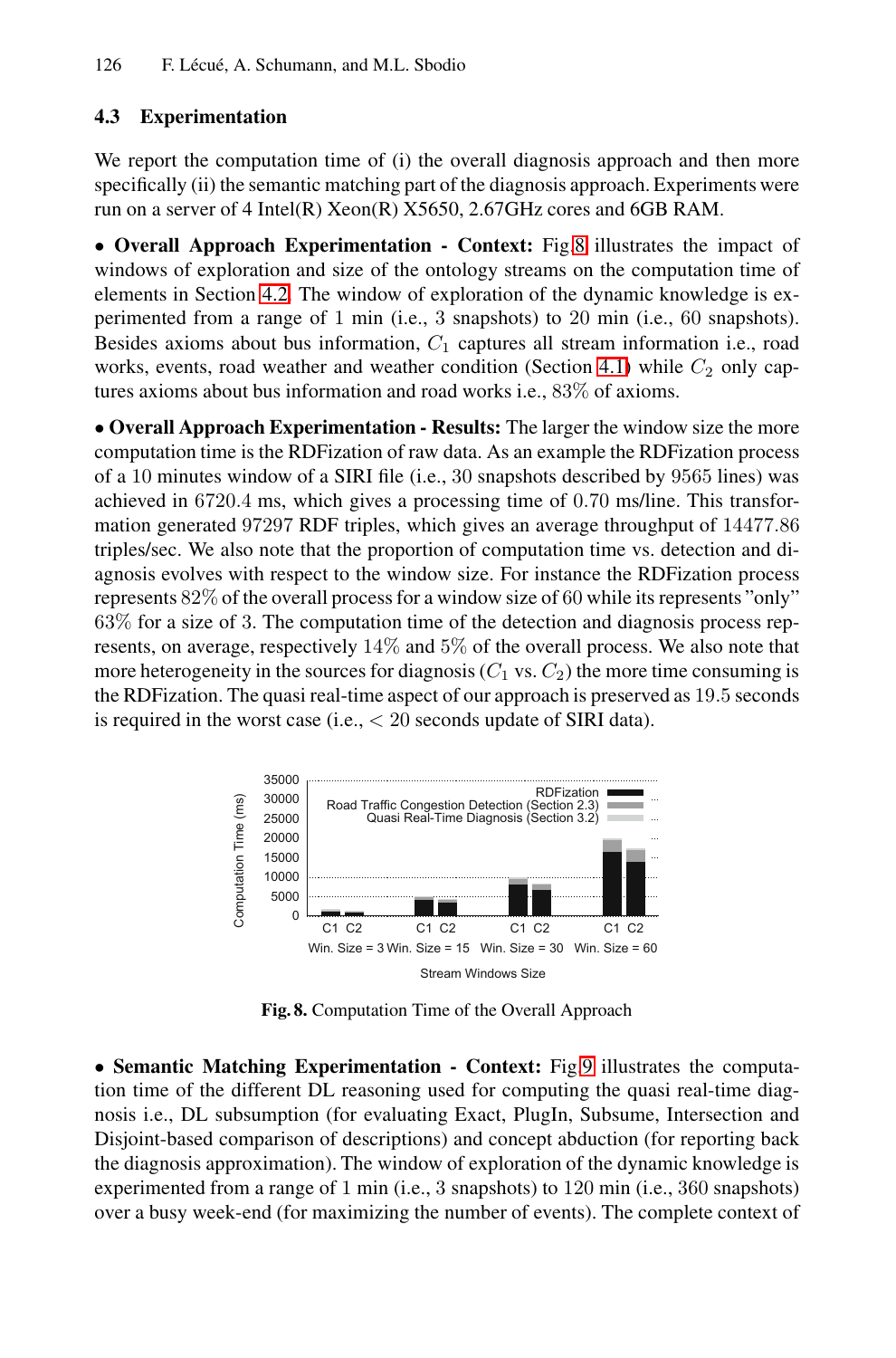### 4.3 Experimentation

We report the computation time of (i) the overall diagnosis approach and then more specifically (ii) the semantic matching part of the diagnosis approach. Experiments were run on a server of 4 Intel(R) Xeon(R) X5650, 2.67GHz cores and 6GB RAM.

• **Overall Approach Experimentation - Context:** Fig 8 illustrates the impact of windows of exploration and size of the ontology streams on the computation time of elements in Section 4.2. The window of exploration of the dynamic knowledge is experimented from a range of 1 min (i.e., 3 snapshots) to 20 min (i.e., 60 snapshots). Besides axioms about bus information, $C_1$ captures all stream information i.e., road works, events, road weather and weather condition (Section 4.1) while $C_2$ only captures axioms about bus information and road works i.e., 83% of axioms.

• **Overall Approach Experimentation - Results:** The larger the window size the more computation time is the RDFization of raw data. As an example the RDFization process of a 10 minutes window of a SIRI file (i.e., 30 snapshots described by 9565 lines) was achieved in 6720.4 ms, which gives a processing time of 0.70 ms/line. This transformation generated 97297 RDF triples, which gives an average throughput of 14477.86 triples/sec. We also note that the proportion of computation time vs. detection and diagnosis evolves with respect to the window size. For instance the RDFization process represents 82% of the overall process for a window size of 60 while its represents "only" 63% for a size of 3. The computation time of the detection and diagnosis process represents, on average, respectively 14% and 5% of the overall process. We also note that more heterogeneity in the sources for diagnosis ($C_1$ vs. $C_2$) the more time consuming is the RDFization. The quasi real-time aspect of our approach is preserved as 19.5 seconds is required in the worst case (i.e., < 20 seconds update of SIRI data).

**Fig. 8.** Computation Time of the Overall Approach

• **Semantic Matching Experimentation - Context:** Fig 9 illustrates the computation time of the different DL reasoning used for computing the quasi real-time diagnosis i.e., DL subsumption (for evaluating Exact, PlugIn, Subsume, Intersection and Disjoint-based comparison of descriptions) and concept abduction (for reporting back the diagnosis approximation). The window of exploration of the dynamic knowledge is experimented from a range of 1 min (i.e., 3 snapshots) to 120 min (i.e., 360 snapshots) over a busy week-end (for maximizing the number of events). The complete context of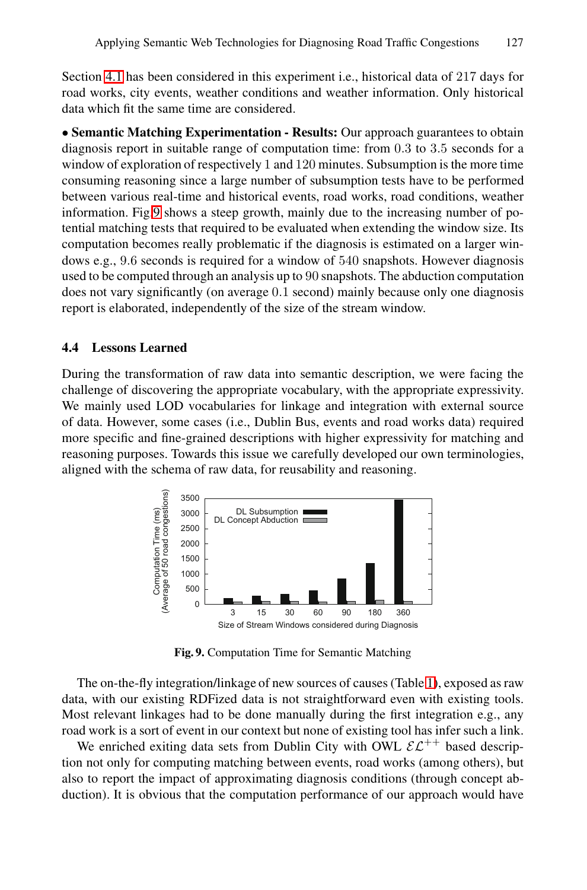Section 4.1 has been considered in this experiment i.e., historical data of 217 days for road works, city events, weather conditions and weather information. Only historical data which fit the same time are considered.

• **Semantic Matching Experimentation - Results:** Our approach guarantees to obtain diagnosis report in suitable range of computation time: from 0.3 to 3.5 seconds for a window of exploration of respectively 1 and 120 minutes. Subsumption is the more time consuming reasoning since a large number of subsumption tests have to be performed between various real-time and historical events, road works, road conditions, weather information. Fig 9 shows a steep growth, mainly due to the increasing number of potential matching tests that required to be evaluated when extending the window size. Its computation becomes really problematic if the diagnosis is estimated on a larger windows e.g., 9.6 seconds is required for a window of 540 snapshots. However diagnosis used to be computed through an analysis up to 90 snapshots. The abduction computation does not vary significantly (on average 0.1 second) mainly because only one diagnosis report is elaborated, independently of the size of the stream window.

### 4.4 Lessons Learned

During the transformation of raw data into semantic description, we were facing the challenge of discovering the appropriate vocabulary, with the appropriate expressivity. We mainly used LOD vocabularies for linkage and integration with external source of data. However, some cases (i.e., Dublin Bus, events and road works data) required more specific and fine-grained descriptions with higher expressivity for matching and reasoning purposes. Towards this issue we carefully developed our own terminologies, aligned with the schema of raw data, for reusability and reasoning.

**Fig. 9.** Computation Time for Semantic Matching

The on-the-fly integration/linkage of new sources of causes (Table 1), exposed as raw data, with our existing RDFized data is not straightforward even with existing tools. Most relevant linkages had to be done manually during the first integration e.g., any road work is a sort of event in our context but none of existing tool has infer such a link.

We enriched exiting data sets from Dublin City with OWL $\mathcal{EL}^{++}$ based description not only for computing matching between events, road works (among others), but also to report the impact of approximating diagnosis conditions (through concept abduction). It is obvious that the computation performance of our approach would have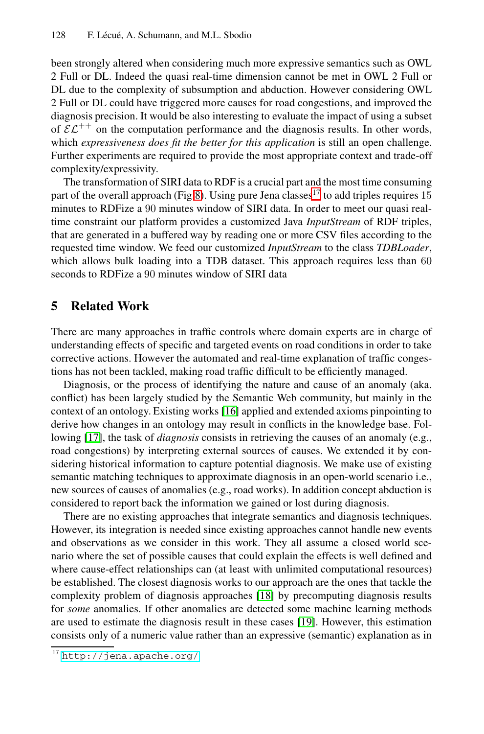been strongly altered when considering much more expressive semantics such as OWL 2 Full or DL. Indeed the quasi real-time dimension cannot be met in OWL 2 Full or DL due to the complexity of subsumption and abduction. However considering OWL 2 Full or DL could have triggered more causes for road congestions, and improved the diagnosis precision. It would be also interesting to evaluate the impact of using a subset of $\mathcal{EL}^{++}$ on the computation performance and the diagnosis results. In other words, which *expressiveness does fit the better for this application* is still an open challenge. Further experiments are required to provide the most appropriate context and trade-off complexity/expressivity.

The transformation of SIRI data to RDF is a crucial part and the most time consuming part of the overall approach (Fig 8). Using pure Jena classes[17] to add triples requires 15 minutes to RDFize a 90 minutes window of SIRI data. In order to meet our quasi real-time constraint our platform provides a customized Java *InputStream* of RDF triples, that are generated in a buffered way by reading one or more CSV files according to the requested time window. We feed our customized *InputStream* to the class *TDBLoader*, which allows bulk loading into a TDB dataset. This approach requires less than 60 seconds to RDFize a 90 minutes window of SIRI data

## 5 Related Work

There are many approaches in traffic controls where domain experts are in charge of understanding effects of specific and targeted events on road conditions in order to take corrective actions. However the automated and real-time explanation of traffic congestions has not been tackled, making road traffic difficult to be efficiently managed.

Diagnosis, or the process of identifying the nature and cause of an anomaly (aka. conflict) has been largely studied by the Semantic Web community, but mainly in the context of an ontology. Existing works [16] applied and extended axioms pinpointing to derive how changes in an ontology may result in conflicts in the knowledge base. Following [17], the task of *diagnosis* consists in retrieving the causes of an anomaly (e.g., road congestions) by interpreting external sources of causes. We extended it by considering historical information to capture potential diagnosis. We make use of existing semantic matching techniques to approximate diagnosis in an open-world scenario i.e., new sources of causes of anomalies (e.g., road works). In addition concept abduction is considered to report back the information we gained or lost during diagnosis.

There are no existing approaches that integrate semantics and diagnosis techniques. However, its integration is needed since existing approaches cannot handle new events and observations as we consider in this work. They all assume a closed world scenario where the set of possible causes that could explain the effects is well defined and where cause-effect relationships can (at least with unlimited computational resources) be established. The closest diagnosis works to our approach are the ones that tackle the complexity problem of diagnosis approaches [18] by precomputing diagnosis results for *some* anomalies. If other anomalies are detected some machine learning methods are used to estimate the diagnosis result in these cases [19]. However, this estimation consists only of a numeric value rather than an expressive (semantic) explanation as in

[17] http://jena.apache.org/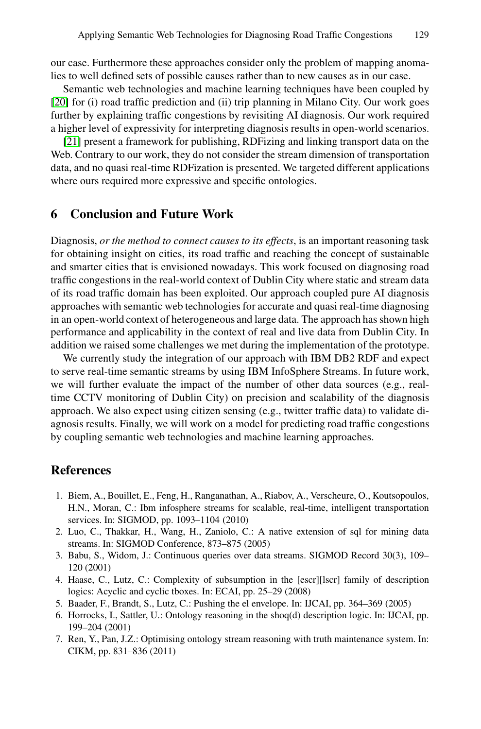our case. Furthermore these approaches consider only the problem of mapping anomalies to well defined sets of possible causes rather than to new causes as in our case.

Semantic web technologies and machine learning techniques have been coupled by [20] for (i) road traffic prediction and (ii) trip planning in Milano City. Our work goes further by explaining traffic congestions by revisiting AI diagnosis. Our work required a higher level of expressivity for interpreting diagnosis results in open-world scenarios.

[21] present a framework for publishing, RDFizing and linking transport data on the Web. Contrary to our work, they do not consider the stream dimension of transportation data, and no quasi real-time RDFization is presented. We targeted different applications where ours required more expressive and specific ontologies.

## 6 Conclusion and Future Work

Diagnosis, *or the method to connect causes to its effects*, is an important reasoning task for obtaining insight on cities, its road traffic and reaching the concept of sustainable and smarter cities that is envisioned nowadays. This work focused on diagnosing road traffic congestions in the real-world context of Dublin City where static and stream data of its road traffic domain has been exploited. Our approach coupled pure AI diagnosis approaches with semantic web technologies for accurate and quasi real-time diagnosing in an open-world context of heterogeneous and large data. The approach has shown high performance and applicability in the context of real and live data from Dublin City. In addition we raised some challenges we met during the implementation of the prototype.

We currently study the integration of our approach with IBM DB2 RDF and expect to serve real-time semantic streams by using IBM InfoSphere Streams. In future work, we will further evaluate the impact of the number of other data sources (e.g., real-time CCTV monitoring of Dublin City) on precision and scalability of the diagnosis approach. We also expect using citizen sensing (e.g., twitter traffic data) to validate diagnosis results. Finally, we will work on a model for predicting road traffic congestions by coupling semantic web technologies and machine learning approaches.

## References

1. Biem, A., Bouillet, E., Feng, H., Ranganathan, A., Riabov, A., Verscheure, O., Koutsopoulos, H.N., Moran, C.: Ibm infosphere streams for scalable, real-time, intelligent transportation services. In: SIGMOD, pp. 1093–1104 (2010)
2. Luo, C., Thakkar, H., Wang, H., Zaniolo, C.: A native extension of sql for mining data streams. In: SIGMOD Conference, 873–875 (2005)
3. Babu, S., Widom, J.: Continuous queries over data streams. SIGMOD Record 30(3), 109–120 (2001)
4. Haase, C., Lutz, C.: Complexity of subsumption in the [escr][lscr] family of description logics: Acyclic and cyclic tboxes. In: ECAI, pp. 25–29 (2008)
5. Baader, F., Brandt, S., Lutz, C.: Pushing the el envelope. In: IJCAI, pp. 364–369 (2005)
6. Horrocks, I., Sattler, U.: Ontology reasoning in the shoq(d) description logic. In: IJCAI, pp. 199–204 (2001)
7. Ren, Y., Pan, J.Z.: Optimising ontology stream reasoning with truth maintenance system. In: CIKM, pp. 831–836 (2011)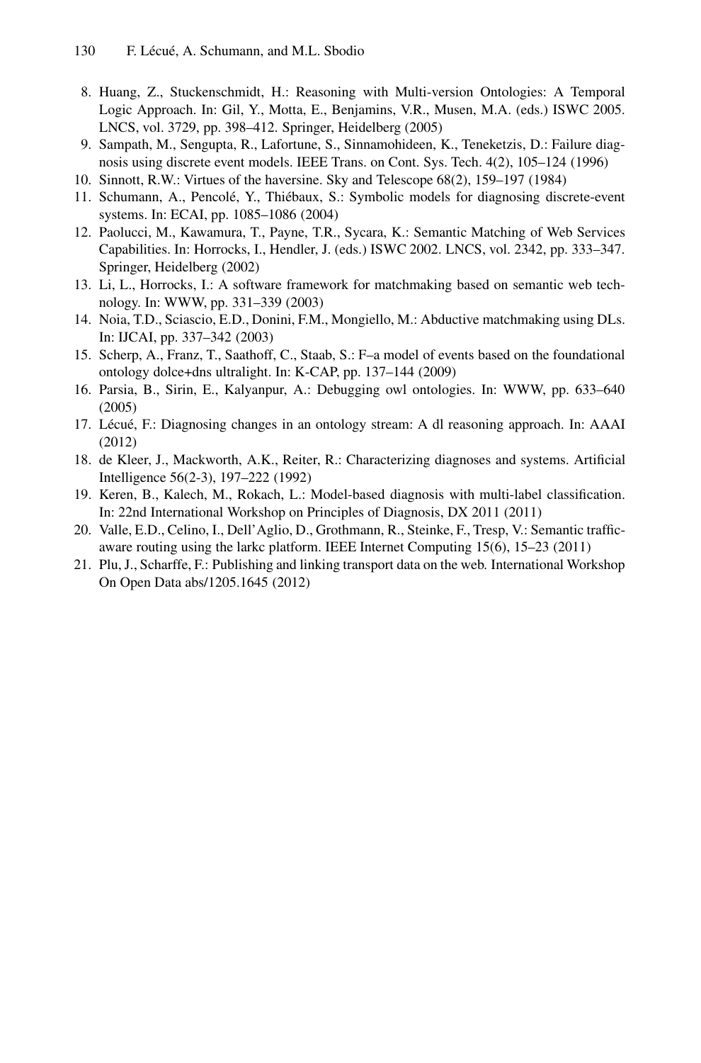8. Huang, Z., Stuckenschmidt, H.: Reasoning with Multi-version Ontologies: A Temporal Logic Approach. In: Gil, Y., Motta, E., Benjamins, V.R., Musen, M.A. (eds.) ISWC 2005. LNCS, vol. 3729, pp. 398–412. Springer, Heidelberg (2005)
9. Sampath, M., Sengupta, R., Lafortune, S., Sinnamohideen, K., Teneketzis, D.: Failure diagnosis using discrete event models. IEEE Trans. on Cont. Sys. Tech. 4(2), 105–124 (1996)
10. Sinnott, R.W.: Virtues of the haversine. Sky and Telescope 68(2), 159–197 (1984)
11. Schumann, A., Pencolé, Y., Thiébaux, S.: Symbolic models for diagnosing discrete-event systems. In: ECAI, pp. 1085–1086 (2004)
12. Paolucci, M., Kawamura, T., Payne, T.R., Sycara, K.: Semantic Matching of Web Services Capabilities. In: Horrocks, I., Hendler, J. (eds.) ISWC 2002. LNCS, vol. 2342, pp. 333–347. Springer, Heidelberg (2002)
13. Li, L., Horrocks, I.: A software framework for matchmaking based on semantic web technology. In: WWW, pp. 331–339 (2003)
14. Noia, T.D., Sciascio, E.D., Donini, F.M., Mongiello, M.: Abductive matchmaking using DLs. In: IJCAI, pp. 337–342 (2003)
15. Scherp, A., Franz, T., Saathoff, C., Staab, S.: F–a model of events based on the foundational ontology dolce+dns ultralight. In: K-CAP, pp. 137–144 (2009)
16. Parsia, B., Sirin, E., Kalyanpur, A.: Debugging owl ontologies. In: WWW, pp. 633–640 (2005)
17. Lécué, F.: Diagnosing changes in an ontology stream: A dl reasoning approach. In: AAAI (2012)
18. de Kleer, J., Mackworth, A.K., Reiter, R.: Characterizing diagnoses and systems. Artificial Intelligence 56(2-3), 197–222 (1992)
19. Keren, B., Kalech, M., Rokach, L.: Model-based diagnosis with multi-label classification. In: 22nd International Workshop on Principles of Diagnosis, DX 2011 (2011)
20. Valle, E.D., Celino, I., Dell'Aglio, D., Grothmann, R., Steinke, F., Tresp, V.: Semantic traffic-aware routing using the larkc platform. IEEE Internet Computing 15(6), 15–23 (2011)
21. Plu, J., Scharffe, F.: Publishing and linking transport data on the web. International Workshop On Open Data abs/1205.1645 (2012)